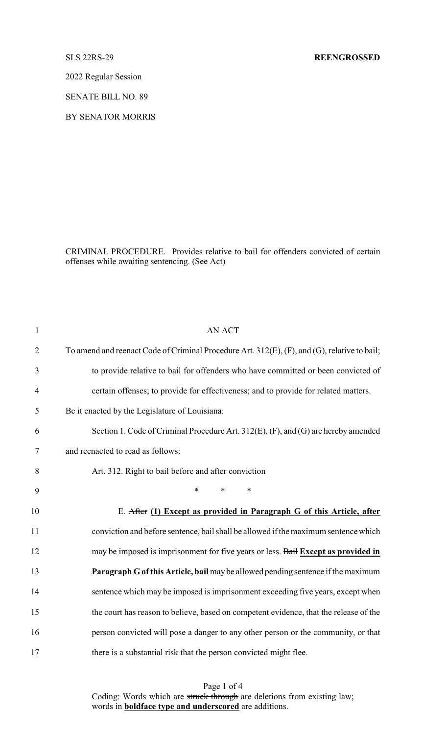SLS 22RS-29 **REENGROSSED**

2022 Regular Session

SENATE BILL NO. 89

BY SENATOR MORRIS

CRIMINAL PROCEDURE. Provides relative to bail for offenders convicted of certain offenses while awaiting sentencing. (See Act)

1 AN ACT

2 To amend and reenact Code of Criminal Procedure Art. 312(E), (F), and (G), relative to bail;

3 to provide relative to bail for offenders who have committed or been convicted of

4 certain offenses; to provide for effectiveness; and to provide for related matters.

5 Be it enacted by the Legislature of Louisiana:

6 Section 1. Code of Criminal Procedure Art. 312(E), (F), and (G) are hereby amended

7 and reenacted to read as follows:

8 Art. 312. Right to bail before and after conviction

9 \* \* \*

10 E. ~~After~~ **<u>(1) Except as provided in Paragraph G of this Article, after</u>**

11 conviction and before sentence, bail shall be allowed if the maximum sentence which

12 may be imposed is imprisonment for five years or less. ~~Bail~~ **<u>Except as provided in</u>**

13 **<u>Paragraph G of this Article, bail</u>** may be allowed pending sentence if the maximum

14 sentence which may be imposed is imprisonment exceeding five years, except when

15 the court has reason to believe, based on competent evidence, that the release of the

16 person convicted will pose a danger to any other person or the community, or that

17 there is a substantial risk that the person convicted might flee.

Coding: Words which are ~~struck through~~ are deletions from existing law; words in **<u>boldface type and underscored</u>** are additions.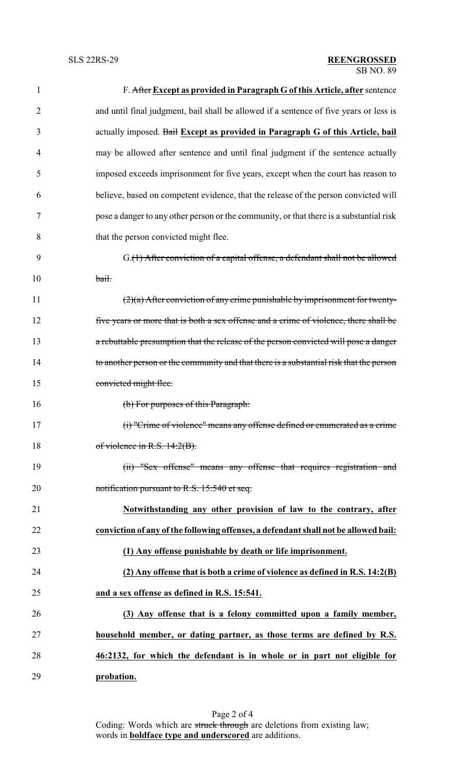F. ~~After~~ **Except as provided in Paragraph G of this Article, after** sentence and until final judgment, bail shall be allowed if a sentence of five years or less is actually imposed. ~~Bail~~ **Except as provided in Paragraph G of this Article, bail** may be allowed after sentence and until final judgment if the sentence actually imposed exceeds imprisonment for five years, except when the court has reason to believe, based on competent evidence, that the release of the person convicted will pose a danger to any other person or the community, or that there is a substantial risk that the person convicted might flee.

G.~~(1) After conviction of a capital offense, a defendant shall not be allowed bail.~~

~~(2)(a) After conviction of any crime punishable by imprisonment for twenty-five years or more that is both a sex offense and a crime of violence, there shall be a rebuttable presumption that the release of the person convicted will pose a danger to another person or the community and that there is a substantial risk that the person convicted might flee.~~

~~(b) For purposes of this Paragraph:~~

~~(i) "Crime of violence" means any offense defined or enumerated as a crime of violence in R.S. 14:2(B).~~

~~(ii) "Sex offense" means any offense that requires registration and notification pursuant to R.S. 15:540 et seq.~~

**Notwithstanding any other provision of law to the contrary, after conviction of any of the following offenses, a defendant shall not be allowed bail:**

**(1) Any offense punishable by death or life imprisonment.**

**(2) Any offense that is both a crime of violence as defined in R.S. 14:2(B) and a sex offense as defined in R.S. 15:541.**

**(3) Any offense that is a felony committed upon a family member, household member, or dating partner, as those terms are defined by R.S. 46:2132, for which the defendant is in whole or in part not eligible for probation.**

Coding: Words which are ~~struck through~~ are deletions from existing law; words in **boldface type and underscored** are additions.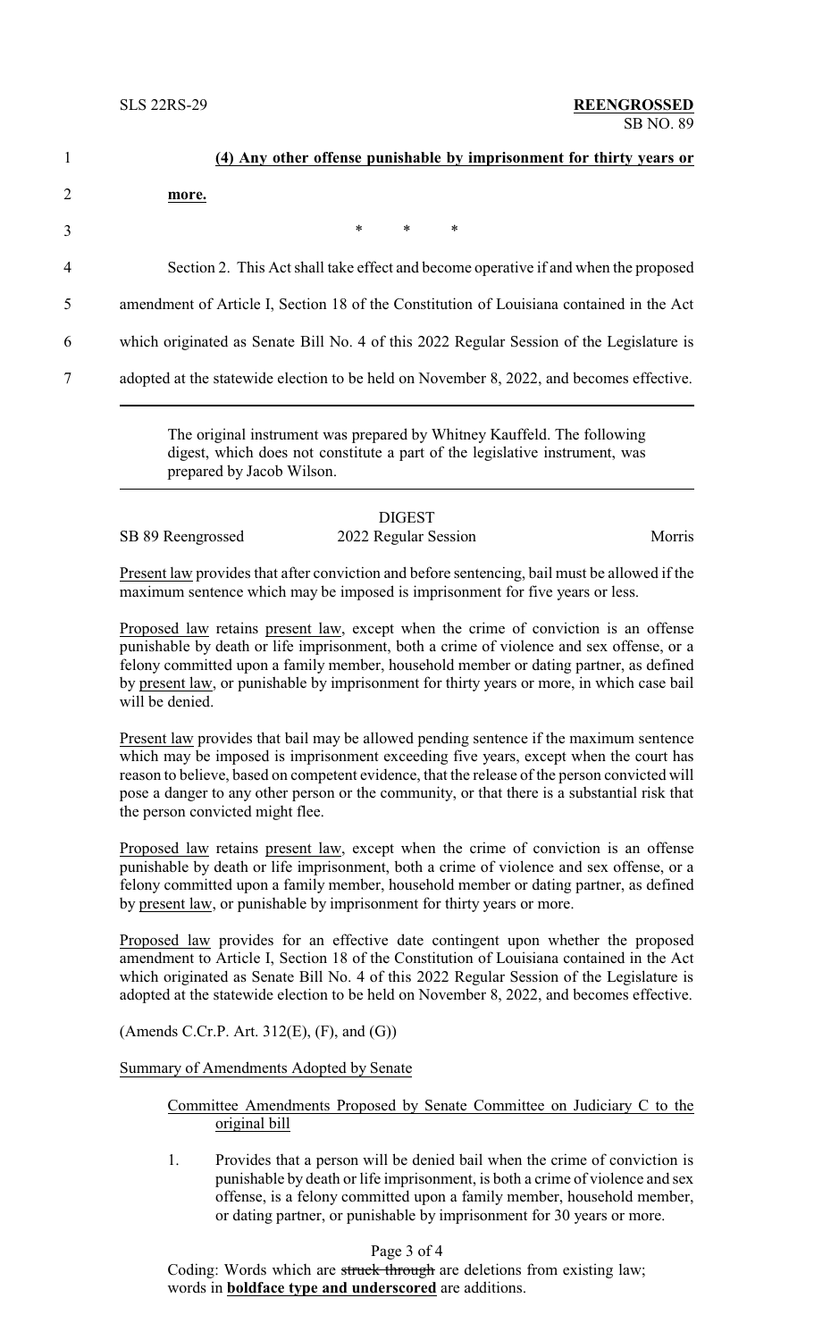**(4) Any other offense punishable by imprisonment for thirty years or more.**

\* \* \*

Section 2. This Act shall take effect and become operative if and when the proposed amendment of Article I, Section 18 of the Constitution of Louisiana contained in the Act which originated as Senate Bill No. 4 of this 2022 Regular Session of the Legislature is adopted at the statewide election to be held on November 8, 2022, and becomes effective.

---

The original instrument was prepared by Whitney Kauffeld. The following digest, which does not constitute a part of the legislative instrument, was prepared by Jacob Wilson.

---

DIGEST

SB 89 Reengrossed — 2022 Regular Session — Morris

Present law provides that after conviction and before sentencing, bail must be allowed if the maximum sentence which may be imposed is imprisonment for five years or less.

Proposed law retains present law, except when the crime of conviction is an offense punishable by death or life imprisonment, both a crime of violence and sex offense, or a felony committed upon a family member, household member or dating partner, as defined by present law, or punishable by imprisonment for thirty years or more, in which case bail will be denied.

Present law provides that bail may be allowed pending sentence if the maximum sentence which may be imposed is imprisonment exceeding five years, except when the court has reason to believe, based on competent evidence, that the release of the person convicted will pose a danger to any other person or the community, or that there is a substantial risk that the person convicted might flee.

Proposed law retains present law, except when the crime of conviction is an offense punishable by death or life imprisonment, both a crime of violence and sex offense, or a felony committed upon a family member, household member or dating partner, as defined by present law, or punishable by imprisonment for thirty years or more.

Proposed law provides for an effective date contingent upon whether the proposed amendment to Article I, Section 18 of the Constitution of Louisiana contained in the Act which originated as Senate Bill No. 4 of this 2022 Regular Session of the Legislature is adopted at the statewide election to be held on November 8, 2022, and becomes effective.

(Amends C.Cr.P. Art. 312(E), (F), and (G))

Summary of Amendments Adopted by Senate

Committee Amendments Proposed by Senate Committee on Judiciary C to the original bill

1. Provides that a person will be denied bail when the crime of conviction is punishable by death or life imprisonment, is both a crime of violence and sex offense, is a felony committed upon a family member, household member, or dating partner, or punishable by imprisonment for 30 years or more.

Coding: Words which are ~~struck through~~ are deletions from existing law; words in **boldface type and underscored** are additions.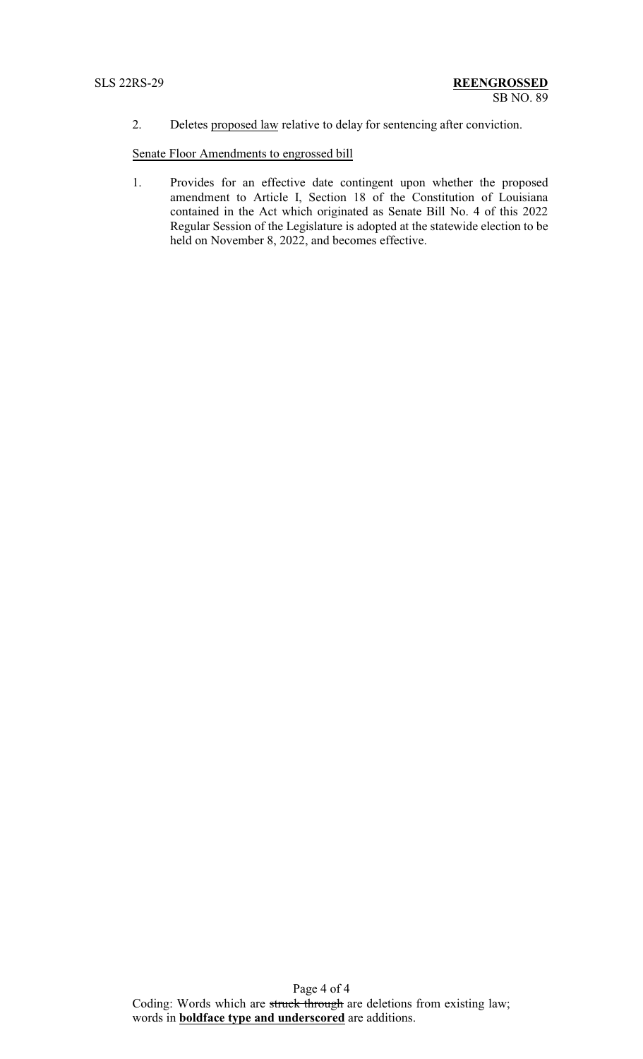2. Deletes proposed law relative to delay for sentencing after conviction.

Senate Floor Amendments to engrossed bill

1. Provides for an effective date contingent upon whether the proposed amendment to Article I, Section 18 of the Constitution of Louisiana contained in the Act which originated as Senate Bill No. 4 of this 2022 Regular Session of the Legislature is adopted at the statewide election to be held on November 8, 2022, and becomes effective.